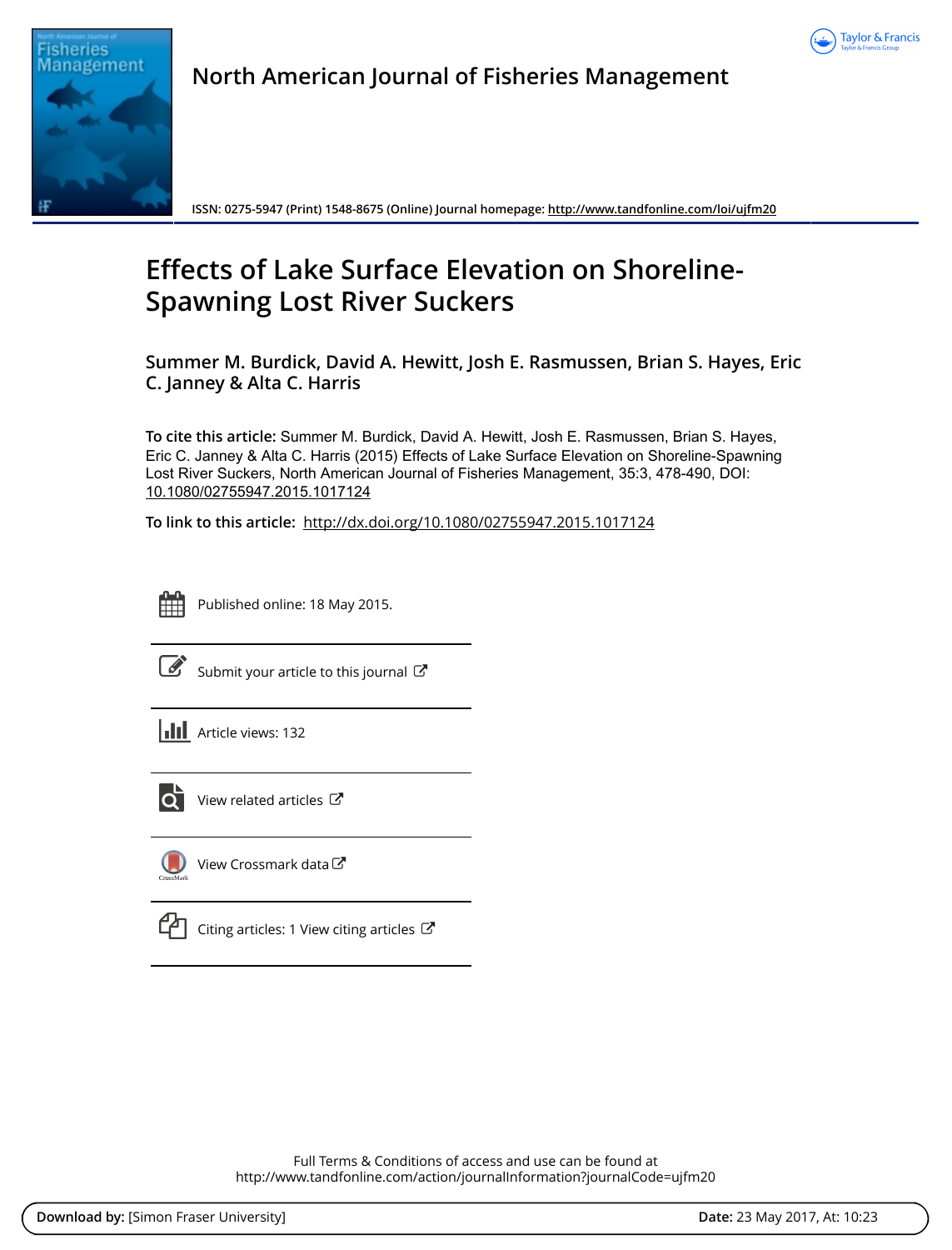North American Journal of Fisheries Management

ISSN: 0275-5947 (Print) 1548-8675 (Online) Journal homepage: http://www.tandfonline.com/loi/ujfm20

# Effects of Lake Surface Elevation on Shoreline-Spawning Lost River Suckers

**Summer M. Burdick, David A. Hewitt, Josh E. Rasmussen, Brian S. Hayes, Eric C. Janney & Alta C. Harris**

**To cite this article:** Summer M. Burdick, David A. Hewitt, Josh E. Rasmussen, Brian S. Hayes, Eric C. Janney & Alta C. Harris (2015) Effects of Lake Surface Elevation on Shoreline-Spawning Lost River Suckers, North American Journal of Fisheries Management, 35:3, 478-490, DOI: 10.1080/02755947.2015.1017124

**To link to this article:** http://dx.doi.org/10.1080/02755947.2015.1017124

Published online: 18 May 2015.

Submit your article to this journal

Article views: 132

View related articles

View Crossmark data

Citing articles: 1 View citing articles

Full Terms & Conditions of access and use can be found at
http://www.tandfonline.com/action/journalInformation?journalCode=ujfm20

**Download by:** [Simon Fraser University] **Date:** 23 May 2017, At: 10:23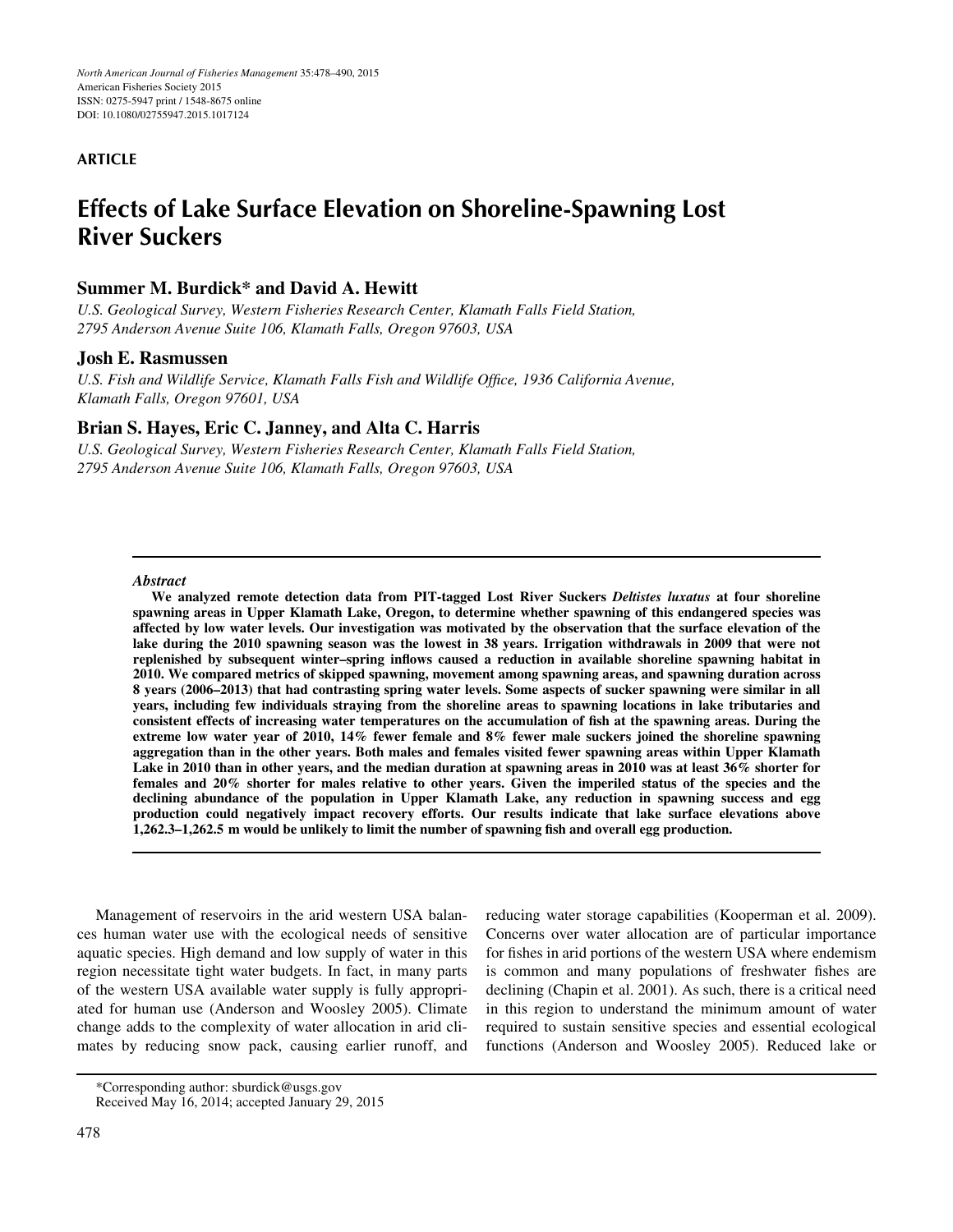ARTICLE

# Effects of Lake Surface Elevation on Shoreline-Spawning Lost River Suckers

## Summer M. Burdick* and David A. Hewitt

*U.S. Geological Survey, Western Fisheries Research Center, Klamath Falls Field Station, 2795 Anderson Avenue Suite 106, Klamath Falls, Oregon 97603, USA*

## Josh E. Rasmussen

*U.S. Fish and Wildlife Service, Klamath Falls Fish and Wildlife Office, 1936 California Avenue, Klamath Falls, Oregon 97601, USA*

## Brian S. Hayes, Eric C. Janney, and Alta C. Harris

*U.S. Geological Survey, Western Fisheries Research Center, Klamath Falls Field Station, 2795 Anderson Avenue Suite 106, Klamath Falls, Oregon 97603, USA*

### Abstract

**We analyzed remote detection data from PIT-tagged Lost River Suckers *Deltistes luxatus* at four shoreline spawning areas in Upper Klamath Lake, Oregon, to determine whether spawning of this endangered species was affected by low water levels. Our investigation was motivated by the observation that the surface elevation of the lake during the 2010 spawning season was the lowest in 38 years. Irrigation withdrawals in 2009 that were not replenished by subsequent winter–spring inflows caused a reduction in available shoreline spawning habitat in 2010. We compared metrics of skipped spawning, movement among spawning areas, and spawning duration across 8 years (2006–2013) that had contrasting spring water levels. Some aspects of sucker spawning were similar in all years, including few individuals straying from the shoreline areas to spawning locations in lake tributaries and consistent effects of increasing water temperatures on the accumulation of fish at the spawning areas. During the extreme low water year of 2010, 14% fewer female and 8% fewer male suckers joined the shoreline spawning aggregation than in the other years. Both males and females visited fewer spawning areas within Upper Klamath Lake in 2010 than in other years, and the median duration at spawning areas in 2010 was at least 36% shorter for females and 20% shorter for males relative to other years. Given the imperiled status of the species and the declining abundance of the population in Upper Klamath Lake, any reduction in spawning success and egg production could negatively impact recovery efforts. Our results indicate that lake surface elevations above 1,262.3–1,262.5 m would be unlikely to limit the number of spawning fish and overall egg production.**

Management of reservoirs in the arid western USA balances human water use with the ecological needs of sensitive aquatic species. High demand and low supply of water in this region necessitate tight water budgets. In fact, in many parts of the western USA available water supply is fully appropriated for human use (Anderson and Woosley 2005). Climate change adds to the complexity of water allocation in arid climates by reducing snow pack, causing earlier runoff, and reducing water storage capabilities (Kooperman et al. 2009). Concerns over water allocation are of particular importance for fishes in arid portions of the western USA where endemism is common and many populations of freshwater fishes are declining (Chapin et al. 2001). As such, there is a critical need in this region to understand the minimum amount of water required to sustain sensitive species and essential ecological functions (Anderson and Woosley 2005). Reduced lake or

*Corresponding author: sburdick@usgs.gov
Received May 16, 2014; accepted January 29, 2015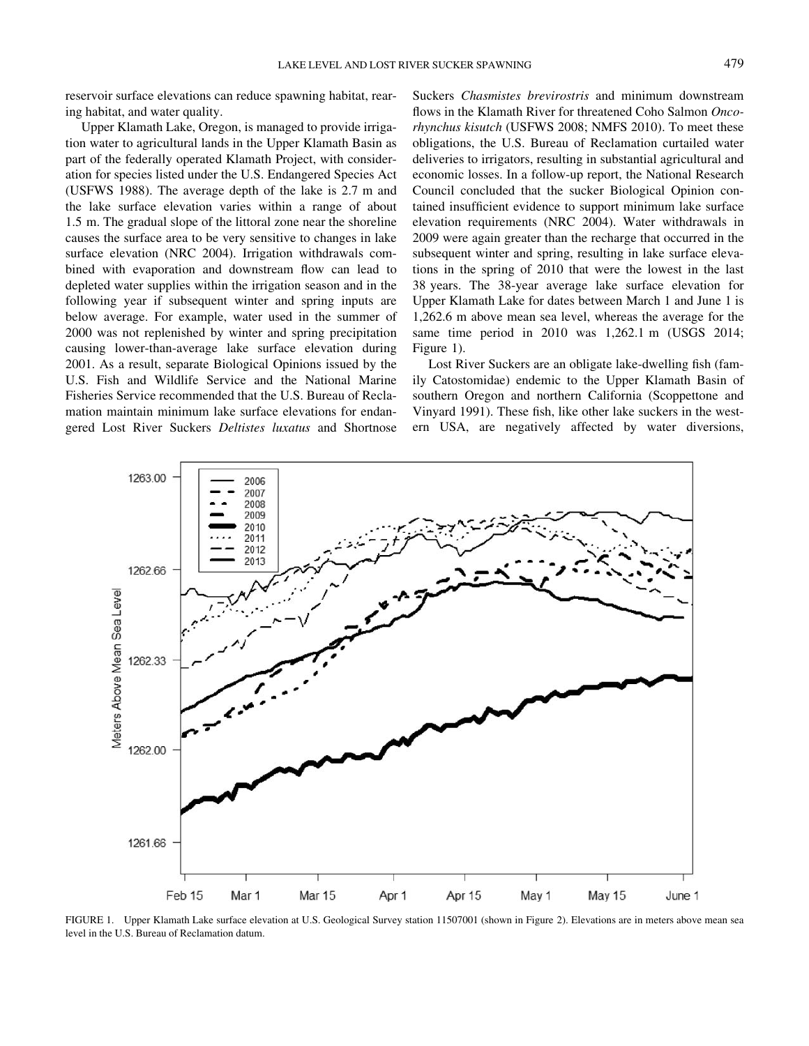reservoir surface elevations can reduce spawning habitat, rearing habitat, and water quality.

Upper Klamath Lake, Oregon, is managed to provide irrigation water to agricultural lands in the Upper Klamath Basin as part of the federally operated Klamath Project, with consideration for species listed under the U.S. Endangered Species Act (USFWS 1988). The average depth of the lake is 2.7 m and the lake surface elevation varies within a range of about 1.5 m. The gradual slope of the littoral zone near the shoreline causes the surface area to be very sensitive to changes in lake surface elevation (NRC 2004). Irrigation withdrawals combined with evaporation and downstream flow can lead to depleted water supplies within the irrigation season and in the following year if subsequent winter and spring inputs are below average. For example, water used in the summer of 2000 was not replenished by winter and spring precipitation causing lower-than-average lake surface elevation during 2001. As a result, separate Biological Opinions issued by the U.S. Fish and Wildlife Service and the National Marine Fisheries Service recommended that the U.S. Bureau of Reclamation maintain minimum lake surface elevations for endangered Lost River Suckers *Deltistes luxatus* and Shortnose Suckers *Chasmistes brevirostris* and minimum downstream flows in the Klamath River for threatened Coho Salmon *Oncorhynchus kisutch* (USFWS 2008; NMFS 2010). To meet these obligations, the U.S. Bureau of Reclamation curtailed water deliveries to irrigators, resulting in substantial agricultural and economic losses. In a follow-up report, the National Research Council concluded that the sucker Biological Opinion contained insufficient evidence to support minimum lake surface elevation requirements (NRC 2004). Water withdrawals in 2009 were again greater than the recharge that occurred in the subsequent winter and spring, resulting in lake surface elevations in the spring of 2010 that were the lowest in the last 38 years. The 38-year average lake surface elevation for Upper Klamath Lake for dates between March 1 and June 1 is 1,262.6 m above mean sea level, whereas the average for the same time period in 2010 was 1,262.1 m (USGS 2014; Figure 1).

Lost River Suckers are an obligate lake-dwelling fish (family Catostomidae) endemic to the Upper Klamath Basin of southern Oregon and northern California (Scoppettone and Vinyard 1991). These fish, like other lake suckers in the western USA, are negatively affected by water diversions,

FIGURE 1. Upper Klamath Lake surface elevation at U.S. Geological Survey station 11507001 (shown in Figure 2). Elevations are in meters above mean sea level in the U.S. Bureau of Reclamation datum.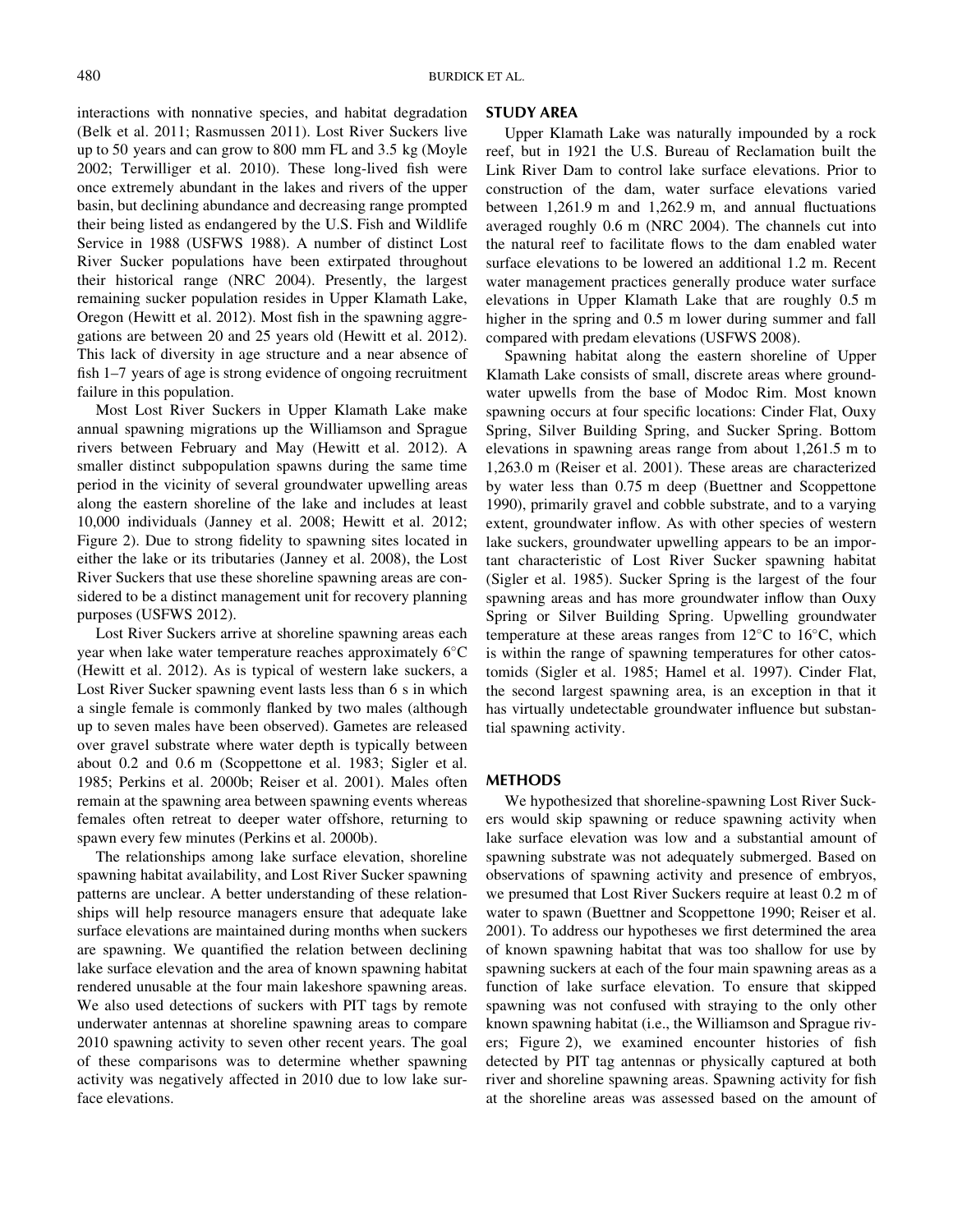interactions with nonnative species, and habitat degradation (Belk et al. 2011; Rasmussen 2011). Lost River Suckers live up to 50 years and can grow to 800 mm FL and 3.5 kg (Moyle 2002; Terwilliger et al. 2010). These long-lived fish were once extremely abundant in the lakes and rivers of the upper basin, but declining abundance and decreasing range prompted their being listed as endangered by the U.S. Fish and Wildlife Service in 1988 (USFWS 1988). A number of distinct Lost River Sucker populations have been extirpated throughout their historical range (NRC 2004). Presently, the largest remaining sucker population resides in Upper Klamath Lake, Oregon (Hewitt et al. 2012). Most fish in the spawning aggregations are between 20 and 25 years old (Hewitt et al. 2012). This lack of diversity in age structure and a near absence of fish 1–7 years of age is strong evidence of ongoing recruitment failure in this population.

Most Lost River Suckers in Upper Klamath Lake make annual spawning migrations up the Williamson and Sprague rivers between February and May (Hewitt et al. 2012). A smaller distinct subpopulation spawns during the same time period in the vicinity of several groundwater upwelling areas along the eastern shoreline of the lake and includes at least 10,000 individuals (Janney et al. 2008; Hewitt et al. 2012; Figure 2). Due to strong fidelity to spawning sites located in either the lake or its tributaries (Janney et al. 2008), the Lost River Suckers that use these shoreline spawning areas are considered to be a distinct management unit for recovery planning purposes (USFWS 2012).

Lost River Suckers arrive at shoreline spawning areas each year when lake water temperature reaches approximately 6°C (Hewitt et al. 2012). As is typical of western lake suckers, a Lost River Sucker spawning event lasts less than 6 s in which a single female is commonly flanked by two males (although up to seven males have been observed). Gametes are released over gravel substrate where water depth is typically between about 0.2 and 0.6 m (Scoppettone et al. 1983; Sigler et al. 1985; Perkins et al. 2000b; Reiser et al. 2001). Males often remain at the spawning area between spawning events whereas females often retreat to deeper water offshore, returning to spawn every few minutes (Perkins et al. 2000b).

The relationships among lake surface elevation, shoreline spawning habitat availability, and Lost River Sucker spawning patterns are unclear. A better understanding of these relationships will help resource managers ensure that adequate lake surface elevations are maintained during months when suckers are spawning. We quantified the relation between declining lake surface elevation and the area of known spawning habitat rendered unusable at the four main lakeshore spawning areas. We also used detections of suckers with PIT tags by remote underwater antennas at shoreline spawning areas to compare 2010 spawning activity to seven other recent years. The goal of these comparisons was to determine whether spawning activity was negatively affected in 2010 due to low lake surface elevations.

## STUDY AREA

Upper Klamath Lake was naturally impounded by a rock reef, but in 1921 the U.S. Bureau of Reclamation built the Link River Dam to control lake surface elevations. Prior to construction of the dam, water surface elevations varied between 1,261.9 m and 1,262.9 m, and annual fluctuations averaged roughly 0.6 m (NRC 2004). The channels cut into the natural reef to facilitate flows to the dam enabled water surface elevations to be lowered an additional 1.2 m. Recent water management practices generally produce water surface elevations in Upper Klamath Lake that are roughly 0.5 m higher in the spring and 0.5 m lower during summer and fall compared with predam elevations (USFWS 2008).

Spawning habitat along the eastern shoreline of Upper Klamath Lake consists of small, discrete areas where groundwater upwells from the base of Modoc Rim. Most known spawning occurs at four specific locations: Cinder Flat, Ouxy Spring, Silver Building Spring, and Sucker Spring. Bottom elevations in spawning areas range from about 1,261.5 m to 1,263.0 m (Reiser et al. 2001). These areas are characterized by water less than 0.75 m deep (Buettner and Scoppettone 1990), primarily gravel and cobble substrate, and to a varying extent, groundwater inflow. As with other species of western lake suckers, groundwater upwelling appears to be an important characteristic of Lost River Sucker spawning habitat (Sigler et al. 1985). Sucker Spring is the largest of the four spawning areas and has more groundwater inflow than Ouxy Spring or Silver Building Spring. Upwelling groundwater temperature at these areas ranges from 12°C to 16°C, which is within the range of spawning temperatures for other catostomids (Sigler et al. 1985; Hamel et al. 1997). Cinder Flat, the second largest spawning area, is an exception in that it has virtually undetectable groundwater influence but substantial spawning activity.

## METHODS

We hypothesized that shoreline-spawning Lost River Suckers would skip spawning or reduce spawning activity when lake surface elevation was low and a substantial amount of spawning substrate was not adequately submerged. Based on observations of spawning activity and presence of embryos, we presumed that Lost River Suckers require at least 0.2 m of water to spawn (Buettner and Scoppettone 1990; Reiser et al. 2001). To address our hypotheses we first determined the area of known spawning habitat that was too shallow for use by spawning suckers at each of the four main spawning areas as a function of lake surface elevation. To ensure that skipped spawning was not confused with straying to the only other known spawning habitat (i.e., the Williamson and Sprague rivers; Figure 2), we examined encounter histories of fish detected by PIT tag antennas or physically captured at both river and shoreline spawning areas. Spawning activity for fish at the shoreline areas was assessed based on the amount of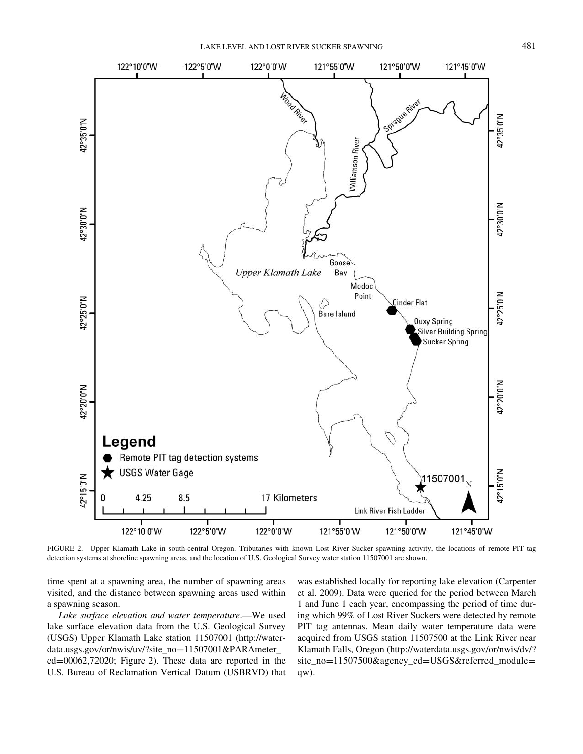FIGURE 2. Upper Klamath Lake in south-central Oregon. Tributaries with known Lost River Sucker spawning activity, the locations of remote PIT tag detection systems at shoreline spawning areas, and the location of U.S. Geological Survey water station 11507001 are shown.

time spent at a spawning area, the number of spawning areas visited, and the distance between spawning areas used within a spawning season.

*Lake surface elevation and water temperature*.—We used lake surface elevation data from the U.S. Geological Survey (USGS) Upper Klamath Lake station 11507001 (http://waterdata.usgs.gov/or/nwis/uv/?site_no=11507001&PARAmeter_cd=00062,72020; Figure 2). These data are reported in the U.S. Bureau of Reclamation Vertical Datum (USBRVD) that was established locally for reporting lake elevation (Carpenter et al. 2009). Data were queried for the period between March 1 and June 1 each year, encompassing the period of time during which 99% of Lost River Suckers were detected by remote PIT tag antennas. Mean daily water temperature data were acquired from USGS station 11507500 at the Link River near Klamath Falls, Oregon (http://waterdata.usgs.gov/or/nwis/dv/?site_no=11507500&agency_cd=USGS&referred_module=qw).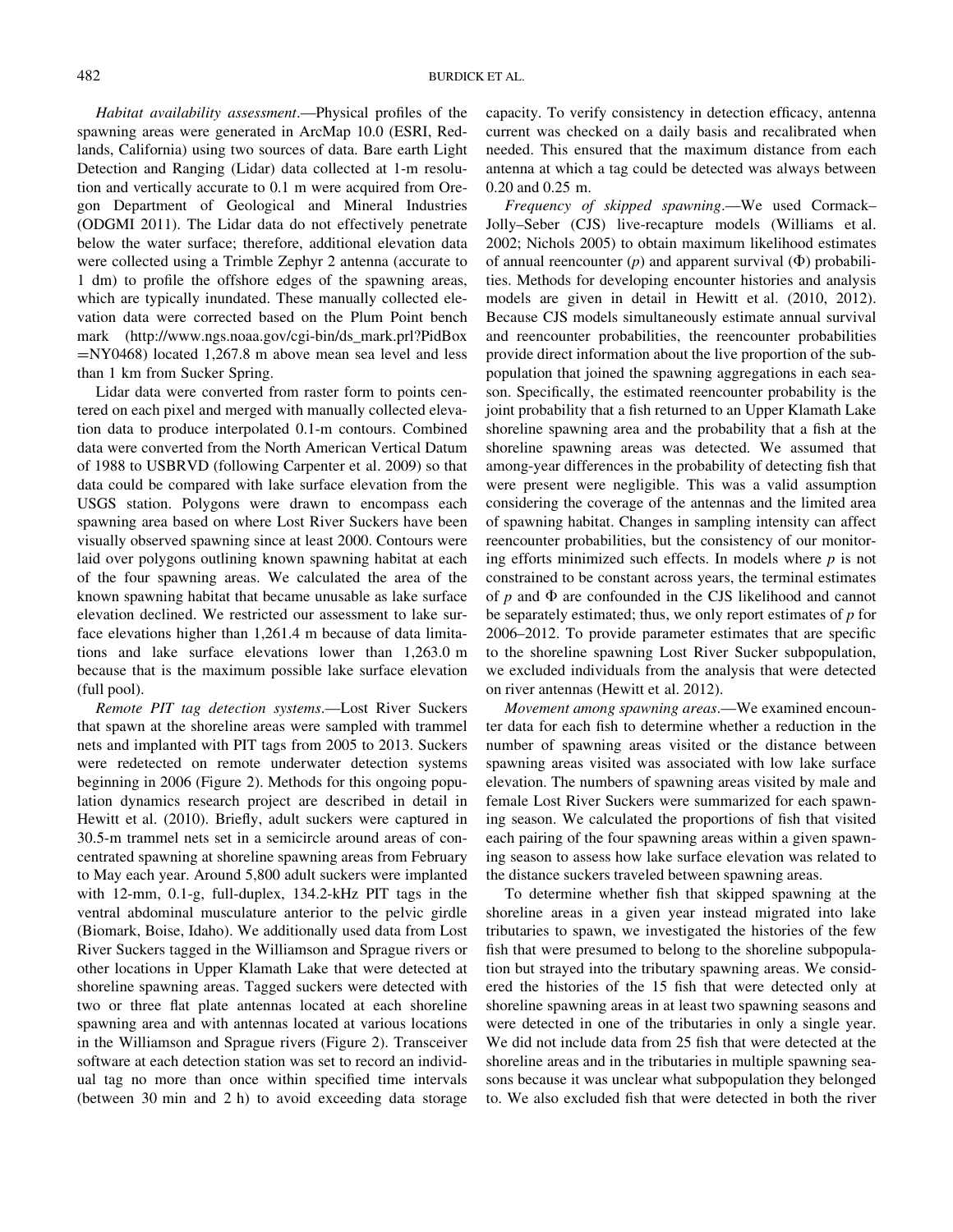*Habitat availability assessment*.—Physical profiles of the spawning areas were generated in ArcMap 10.0 (ESRI, Redlands, California) using two sources of data. Bare earth Light Detection and Ranging (Lidar) data collected at 1-m resolution and vertically accurate to 0.1 m were acquired from Oregon Department of Geological and Mineral Industries (ODGMI 2011). The Lidar data do not effectively penetrate below the water surface; therefore, additional elevation data were collected using a Trimble Zephyr 2 antenna (accurate to 1 dm) to profile the offshore edges of the spawning areas, which are typically inundated. These manually collected elevation data were corrected based on the Plum Point bench mark (http://www.ngs.noaa.gov/cgi-bin/ds_mark.prl?PidBox =NY0468) located 1,267.8 m above mean sea level and less than 1 km from Sucker Spring.

Lidar data were converted from raster form to points centered on each pixel and merged with manually collected elevation data to produce interpolated 0.1-m contours. Combined data were converted from the North American Vertical Datum of 1988 to USBRVD (following Carpenter et al. 2009) so that data could be compared with lake surface elevation from the USGS station. Polygons were drawn to encompass each spawning area based on where Lost River Suckers have been visually observed spawning since at least 2000. Contours were laid over polygons outlining known spawning habitat at each of the four spawning areas. We calculated the area of the known spawning habitat that became unusable as lake surface elevation declined. We restricted our assessment to lake surface elevations higher than 1,261.4 m because of data limitations and lake surface elevations lower than 1,263.0 m because that is the maximum possible lake surface elevation (full pool).

*Remote PIT tag detection systems*.—Lost River Suckers that spawn at the shoreline areas were sampled with trammel nets and implanted with PIT tags from 2005 to 2013. Suckers were redetected on remote underwater detection systems beginning in 2006 (Figure 2). Methods for this ongoing population dynamics research project are described in detail in Hewitt et al. (2010). Briefly, adult suckers were captured in 30.5-m trammel nets set in a semicircle around areas of concentrated spawning at shoreline spawning areas from February to May each year. Around 5,800 adult suckers were implanted with 12-mm, 0.1-g, full-duplex, 134.2-kHz PIT tags in the ventral abdominal musculature anterior to the pelvic girdle (Biomark, Boise, Idaho). We additionally used data from Lost River Suckers tagged in the Williamson and Sprague rivers or other locations in Upper Klamath Lake that were detected at shoreline spawning areas. Tagged suckers were detected with two or three flat plate antennas located at each shoreline spawning area and with antennas located at various locations in the Williamson and Sprague rivers (Figure 2). Transceiver software at each detection station was set to record an individual tag no more than once within specified time intervals (between 30 min and 2 h) to avoid exceeding data storage capacity. To verify consistency in detection efficacy, antenna current was checked on a daily basis and recalibrated when needed. This ensured that the maximum distance from each antenna at which a tag could be detected was always between 0.20 and 0.25 m.

*Frequency of skipped spawning*.—We used Cormack–Jolly–Seber (CJS) live-recapture models (Williams et al. 2002; Nichols 2005) to obtain maximum likelihood estimates of annual reencounter ($p$) and apparent survival ($\Phi$) probabilities. Methods for developing encounter histories and analysis models are given in detail in Hewitt et al. (2010, 2012). Because CJS models simultaneously estimate annual survival and reencounter probabilities, the reencounter probabilities provide direct information about the live proportion of the subpopulation that joined the spawning aggregations in each season. Specifically, the estimated reencounter probability is the joint probability that a fish returned to an Upper Klamath Lake shoreline spawning area and the probability that a fish at the shoreline spawning areas was detected. We assumed that among-year differences in the probability of detecting fish that were present were negligible. This was a valid assumption considering the coverage of the antennas and the limited area of spawning habitat. Changes in sampling intensity can affect reencounter probabilities, but the consistency of our monitoring efforts minimized such effects. In models where $p$ is not constrained to be constant across years, the terminal estimates of $p$ and $\Phi$ are confounded in the CJS likelihood and cannot be separately estimated; thus, we only report estimates of $p$ for 2006–2012. To provide parameter estimates that are specific to the shoreline spawning Lost River Sucker subpopulation, we excluded individuals from the analysis that were detected on river antennas (Hewitt et al. 2012).

*Movement among spawning areas*.—We examined encounter data for each fish to determine whether a reduction in the number of spawning areas visited or the distance between spawning areas visited was associated with low lake surface elevation. The numbers of spawning areas visited by male and female Lost River Suckers were summarized for each spawning season. We calculated the proportions of fish that visited each pairing of the four spawning areas within a given spawning season to assess how lake surface elevation was related to the distance suckers traveled between spawning areas.

To determine whether fish that skipped spawning at the shoreline areas in a given year instead migrated into lake tributaries to spawn, we investigated the histories of the few fish that were presumed to belong to the shoreline subpopulation but strayed into the tributary spawning areas. We considered the histories of the 15 fish that were detected only at shoreline spawning areas in at least two spawning seasons and were detected in one of the tributaries in only a single year. We did not include data from 25 fish that were detected at the shoreline areas and in the tributaries in multiple spawning seasons because it was unclear what subpopulation they belonged to. We also excluded fish that were detected in both the river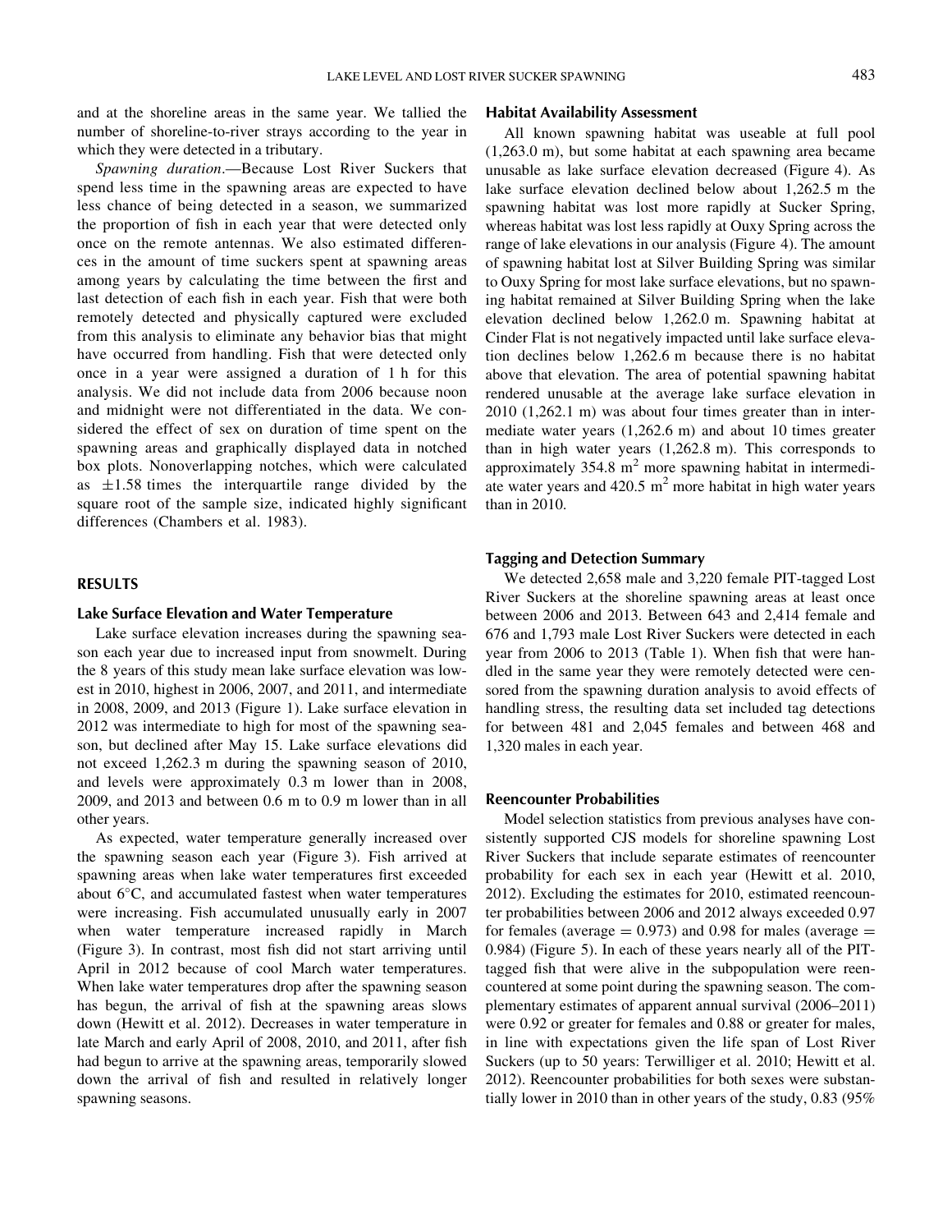and at the shoreline areas in the same year. We tallied the number of shoreline-to-river strays according to the year in which they were detected in a tributary.

*Spawning duration*.—Because Lost River Suckers that spend less time in the spawning areas are expected to have less chance of being detected in a season, we summarized the proportion of fish in each year that were detected only once on the remote antennas. We also estimated differences in the amount of time suckers spent at spawning areas among years by calculating the time between the first and last detection of each fish in each year. Fish that were both remotely detected and physically captured were excluded from this analysis to eliminate any behavior bias that might have occurred from handling. Fish that were detected only once in a year were assigned a duration of 1 h for this analysis. We did not include data from 2006 because noon and midnight were not differentiated in the data. We considered the effect of sex on duration of time spent on the spawning areas and graphically displayed data in notched box plots. Nonoverlapping notches, which were calculated as $\pm 1.58$ times the interquartile range divided by the square root of the sample size, indicated highly significant differences (Chambers et al. 1983).

## RESULTS

### Lake Surface Elevation and Water Temperature

Lake surface elevation increases during the spawning season each year due to increased input from snowmelt. During the 8 years of this study mean lake surface elevation was lowest in 2010, highest in 2006, 2007, and 2011, and intermediate in 2008, 2009, and 2013 (Figure 1). Lake surface elevation in 2012 was intermediate to high for most of the spawning season, but declined after May 15. Lake surface elevations did not exceed 1,262.3 m during the spawning season of 2010, and levels were approximately 0.3 m lower than in 2008, 2009, and 2013 and between 0.6 m to 0.9 m lower than in all other years.

As expected, water temperature generally increased over the spawning season each year (Figure 3). Fish arrived at spawning areas when lake water temperatures first exceeded about 6°C, and accumulated fastest when water temperatures were increasing. Fish accumulated unusually early in 2007 when water temperature increased rapidly in March (Figure 3). In contrast, most fish did not start arriving until April in 2012 because of cool March water temperatures. When lake water temperatures drop after the spawning season has begun, the arrival of fish at the spawning areas slows down (Hewitt et al. 2012). Decreases in water temperature in late March and early April of 2008, 2010, and 2011, after fish had begun to arrive at the spawning areas, temporarily slowed down the arrival of fish and resulted in relatively longer spawning seasons.

### Habitat Availability Assessment

All known spawning habitat was useable at full pool (1,263.0 m), but some habitat at each spawning area became unusable as lake surface elevation decreased (Figure 4). As lake surface elevation declined below about 1,262.5 m the spawning habitat was lost more rapidly at Sucker Spring, whereas habitat was lost less rapidly at Ouxy Spring across the range of lake elevations in our analysis (Figure 4). The amount of spawning habitat lost at Silver Building Spring was similar to Ouxy Spring for most lake surface elevations, but no spawning habitat remained at Silver Building Spring when the lake elevation declined below 1,262.0 m. Spawning habitat at Cinder Flat is not negatively impacted until lake surface elevation declines below 1,262.6 m because there is no habitat above that elevation. The area of potential spawning habitat rendered unusable at the average lake surface elevation in 2010 (1,262.1 m) was about four times greater than in intermediate water years (1,262.6 m) and about 10 times greater than in high water years (1,262.8 m). This corresponds to approximately 354.8 m$^2$ more spawning habitat in intermediate water years and 420.5 m$^2$ more habitat in high water years than in 2010.

### Tagging and Detection Summary

We detected 2,658 male and 3,220 female PIT-tagged Lost River Suckers at the shoreline spawning areas at least once between 2006 and 2013. Between 643 and 2,414 female and 676 and 1,793 male Lost River Suckers were detected in each year from 2006 to 2013 (Table 1). When fish that were handled in the same year they were remotely detected were censored from the spawning duration analysis to avoid effects of handling stress, the resulting data set included tag detections for between 481 and 2,045 females and between 468 and 1,320 males in each year.

### Reencounter Probabilities

Model selection statistics from previous analyses have consistently supported CJS models for shoreline spawning Lost River Suckers that include separate estimates of reencounter probability for each sex in each year (Hewitt et al. 2010, 2012). Excluding the estimates for 2010, estimated reencounter probabilities between 2006 and 2012 always exceeded 0.97 for females (average = 0.973) and 0.98 for males (average = 0.984) (Figure 5). In each of these years nearly all of the PIT-tagged fish that were alive in the subpopulation were reencountered at some point during the spawning season. The complementary estimates of apparent annual survival (2006–2011) were 0.92 or greater for females and 0.88 or greater for males, in line with expectations given the life span of Lost River Suckers (up to 50 years: Terwilliger et al. 2010; Hewitt et al. 2012). Reencounter probabilities for both sexes were substantially lower in 2010 than in other years of the study, 0.83 (95%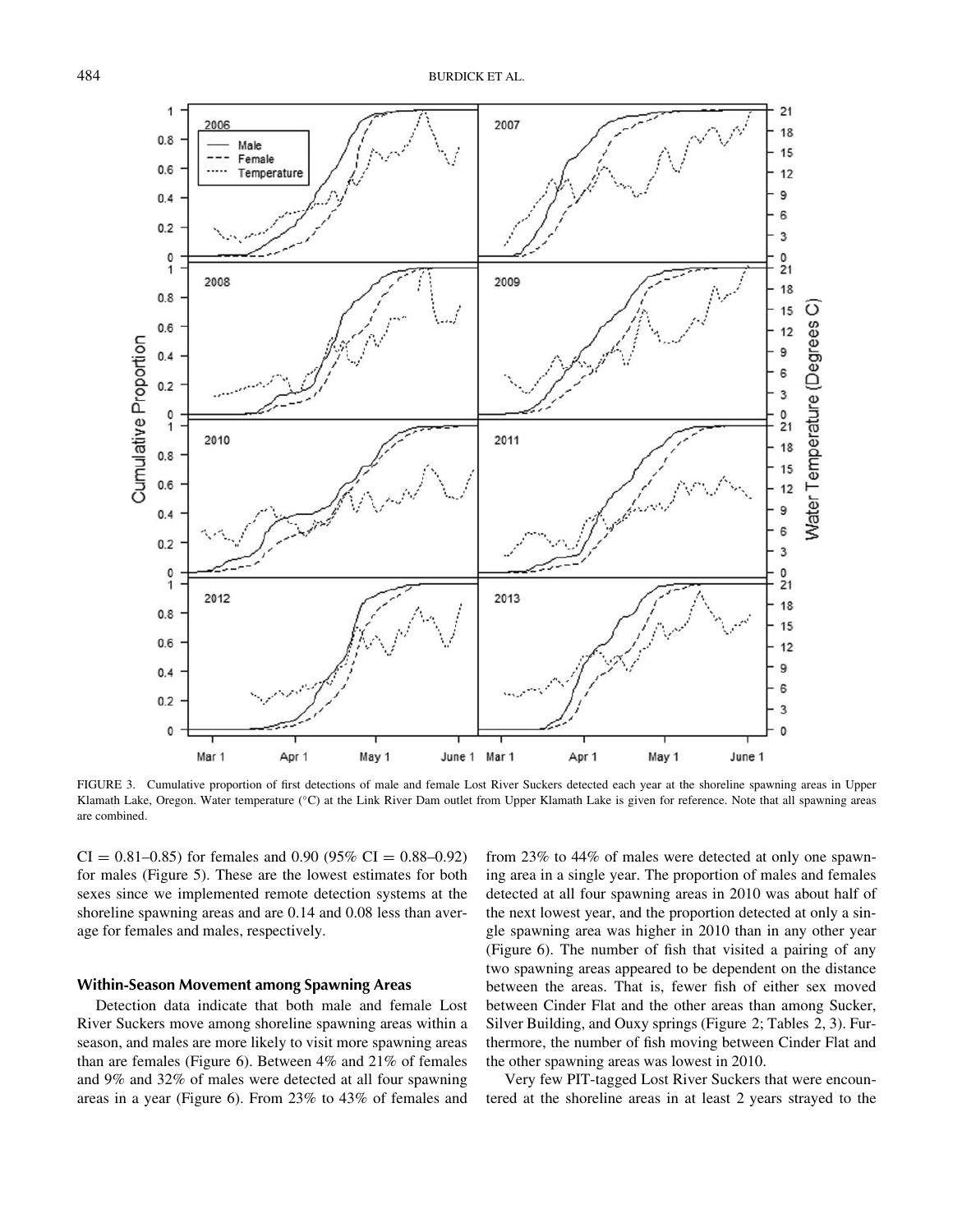FIGURE 3. Cumulative proportion of first detections of male and female Lost River Suckers detected each year at the shoreline spawning areas in Upper Klamath Lake, Oregon. Water temperature (°C) at the Link River Dam outlet from Upper Klamath Lake is given for reference. Note that all spawning areas are combined.

CI = 0.81–0.85) for females and 0.90 (95% CI = 0.88–0.92) for males (Figure 5). These are the lowest estimates for both sexes since we implemented remote detection systems at the shoreline spawning areas and are 0.14 and 0.08 less than average for females and males, respectively.

### Within-Season Movement among Spawning Areas

Detection data indicate that both male and female Lost River Suckers move among shoreline spawning areas within a season, and males are more likely to visit more spawning areas than are females (Figure 6). Between 4% and 21% of females and 9% and 32% of males were detected at all four spawning areas in a year (Figure 6). From 23% to 43% of females and from 23% to 44% of males were detected at only one spawning area in a single year. The proportion of males and females detected at all four spawning areas in 2010 was about half of the next lowest year, and the proportion detected at only a single spawning area was higher in 2010 than in any other year (Figure 6). The number of fish that visited a pairing of any two spawning areas appeared to be dependent on the distance between the areas. That is, fewer fish of either sex moved between Cinder Flat and the other areas than among Sucker, Silver Building, and Ouxy springs (Figure 2; Tables 2, 3). Furthermore, the number of fish moving between Cinder Flat and the other spawning areas was lowest in 2010.

Very few PIT-tagged Lost River Suckers that were encountered at the shoreline areas in at least 2 years strayed to the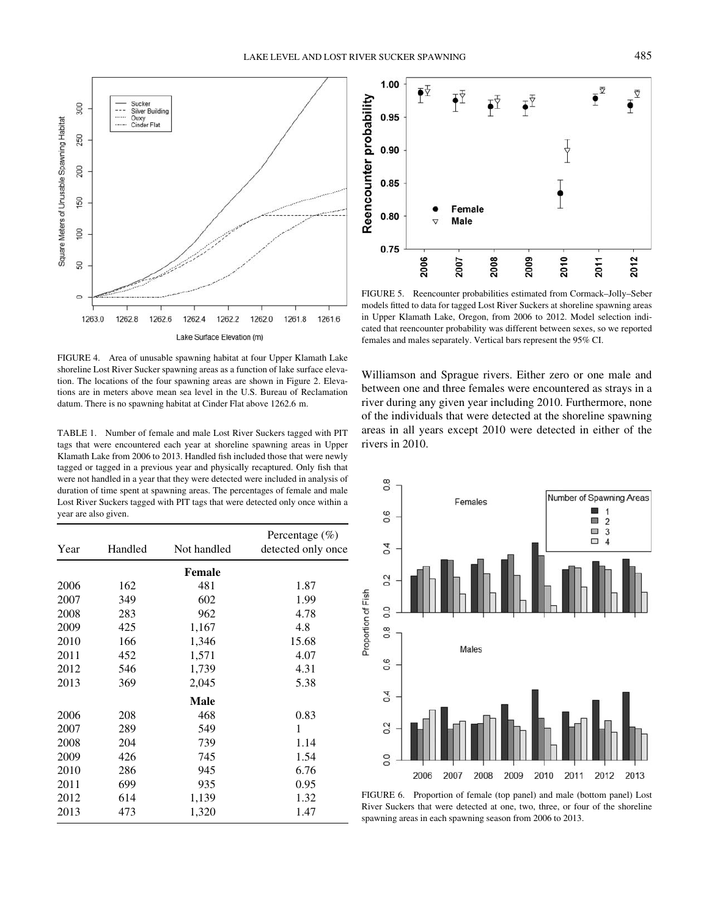FIGURE 4. Area of unusable spawning habitat at four Upper Klamath Lake shoreline Lost River Sucker spawning areas as a function of lake surface elevation. The locations of the four spawning areas are shown in Figure 2. Elevations are in meters above mean sea level in the U.S. Bureau of Reclamation datum. There is no spawning habitat at Cinder Flat above 1262.6 m.

TABLE 1. Number of female and male Lost River Suckers tagged with PIT tags that were encountered each year at shoreline spawning areas in Upper Klamath Lake from 2006 to 2013. Handled fish included those that were newly tagged or tagged in a previous year and physically recaptured. Only fish that were not handled in a year that they were detected were included in analysis of duration of time spent at spawning areas. The percentages of female and male Lost River Suckers tagged with PIT tags that were detected only once within a year are also given.

| Year | Handled | Not handled | Percentage (%) detected only once |
|---|---|---|---|
| | | **Female** | |
| 2006 | 162 | 481 | 1.87 |
| 2007 | 349 | 602 | 1.99 |
| 2008 | 283 | 962 | 4.78 |
| 2009 | 425 | 1,167 | 4.8 |
| 2010 | 166 | 1,346 | 15.68 |
| 2011 | 452 | 1,571 | 4.07 |
| 2012 | 546 | 1,739 | 4.31 |
| 2013 | 369 | 2,045 | 5.38 |
| | | **Male** | |
| 2006 | 208 | 468 | 0.83 |
| 2007 | 289 | 549 | 1 |
| 2008 | 204 | 739 | 1.14 |
| 2009 | 426 | 745 | 1.54 |
| 2010 | 286 | 945 | 6.76 |
| 2011 | 699 | 935 | 0.95 |
| 2012 | 614 | 1,139 | 1.32 |
| 2013 | 473 | 1,320 | 1.47 |

FIGURE 5. Reencounter probabilities estimated from Cormack–Jolly–Seber models fitted to data for tagged Lost River Suckers at shoreline spawning areas in Upper Klamath Lake, Oregon, from 2006 to 2012. Model selection indicated that reencounter probability was different between sexes, so we reported females and males separately. Vertical bars represent the 95% CI.

Williamson and Sprague rivers. Either zero or one male and between one and three females were encountered as strays in a river during any given year including 2010. Furthermore, none of the individuals that were detected at the shoreline spawning areas in all years except 2010 were detected in either of the rivers in 2010.

FIGURE 6. Proportion of female (top panel) and male (bottom panel) Lost River Suckers that were detected at one, two, three, or four of the shoreline spawning areas in each spawning season from 2006 to 2013.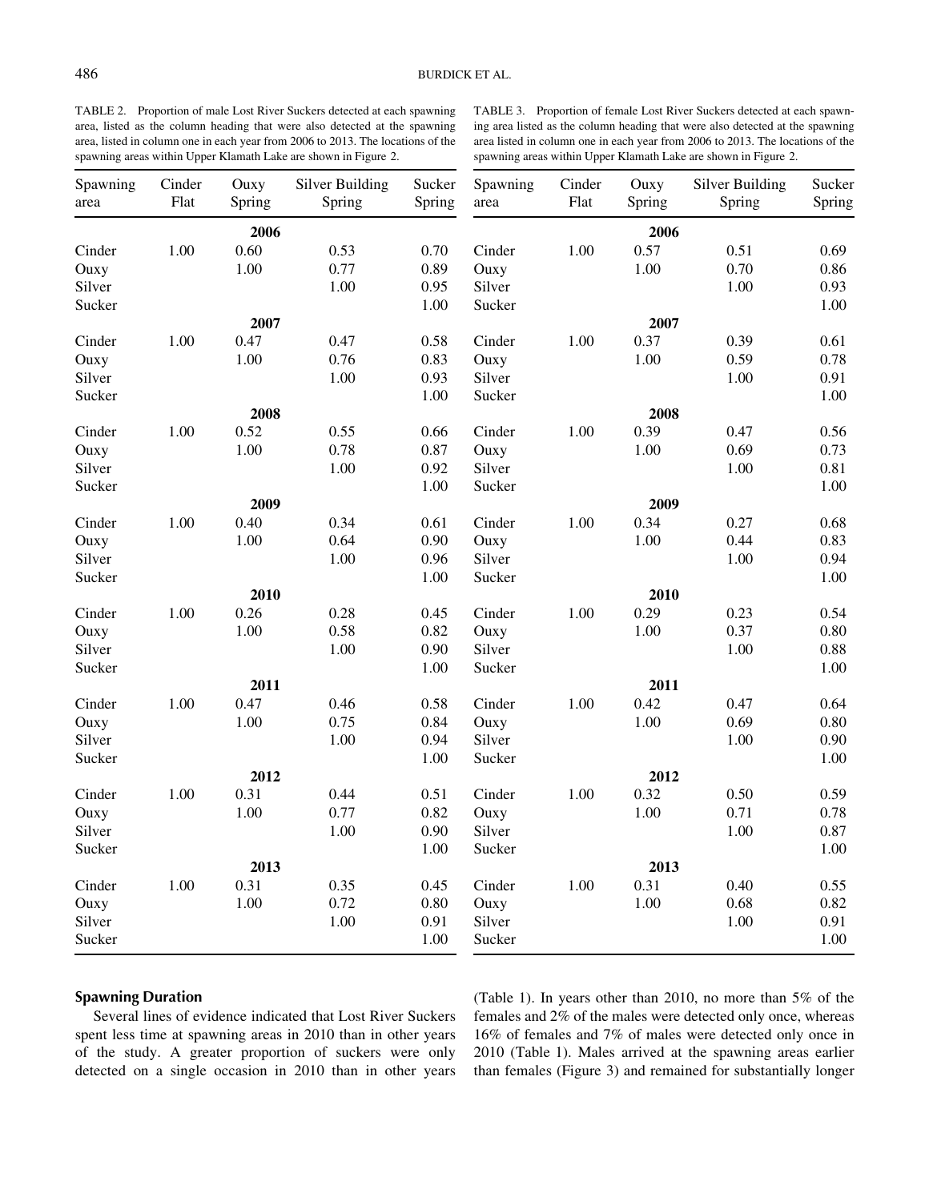TABLE 2. Proportion of male Lost River Suckers detected at each spawning area, listed as the column heading that were also detected at the spawning area, listed in column one in each year from 2006 to 2013. The locations of the spawning areas within Upper Klamath Lake are shown in Figure 2.

| Spawning area | Cinder Flat | Ouxy Spring | Silver Building Spring | Sucker Spring |
|---|---|---|---|---|
| | | **2006** | | |
| Cinder | 1.00 | 0.60 | 0.53 | 0.70 |
| Ouxy | | 1.00 | 0.77 | 0.89 |
| Silver | | | 1.00 | 0.95 |
| Sucker | | | | 1.00 |
| | | **2007** | | |
| Cinder | 1.00 | 0.47 | 0.47 | 0.58 |
| Ouxy | | 1.00 | 0.76 | 0.83 |
| Silver | | | 1.00 | 0.93 |
| Sucker | | | | 1.00 |
| | | **2008** | | |
| Cinder | 1.00 | 0.52 | 0.55 | 0.66 |
| Ouxy | | 1.00 | 0.78 | 0.87 |
| Silver | | | 1.00 | 0.92 |
| Sucker | | | | 1.00 |
| | | **2009** | | |
| Cinder | 1.00 | 0.40 | 0.34 | 0.61 |
| Ouxy | | 1.00 | 0.64 | 0.90 |
| Silver | | | 1.00 | 0.96 |
| Sucker | | | | 1.00 |
| | | **2010** | | |
| Cinder | 1.00 | 0.26 | 0.28 | 0.45 |
| Ouxy | | 1.00 | 0.58 | 0.82 |
| Silver | | | 1.00 | 0.90 |
| Sucker | | | | 1.00 |
| | | **2011** | | |
| Cinder | 1.00 | 0.47 | 0.46 | 0.58 |
| Ouxy | | 1.00 | 0.75 | 0.84 |
| Silver | | | 1.00 | 0.94 |
| Sucker | | | | 1.00 |
| | | **2012** | | |
| Cinder | 1.00 | 0.31 | 0.44 | 0.51 |
| Ouxy | | 1.00 | 0.77 | 0.82 |
| Silver | | | 1.00 | 0.90 |
| Sucker | | | | 1.00 |
| | | **2013** | | |
| Cinder | 1.00 | 0.31 | 0.35 | 0.45 |
| Ouxy | | 1.00 | 0.72 | 0.80 |
| Silver | | | 1.00 | 0.91 |
| Sucker | | | | 1.00 |

TABLE 3. Proportion of female Lost River Suckers detected at each spawning area listed as the column heading that were also detected at the spawning area listed in column one in each year from 2006 to 2013. The locations of the spawning areas within Upper Klamath Lake are shown in Figure 2.

| Spawning area | Cinder Flat | Ouxy Spring | Silver Building Spring | Sucker Spring |
|---|---|---|---|---|
| | | **2006** | | |
| Cinder | 1.00 | 0.57 | 0.51 | 0.69 |
| Ouxy | | 1.00 | 0.70 | 0.86 |
| Silver | | | 1.00 | 0.93 |
| Sucker | | | | 1.00 |
| | | **2007** | | |
| Cinder | 1.00 | 0.37 | 0.39 | 0.61 |
| Ouxy | | 1.00 | 0.59 | 0.78 |
| Silver | | | 1.00 | 0.91 |
| Sucker | | | | 1.00 |
| | | **2008** | | |
| Cinder | 1.00 | 0.39 | 0.47 | 0.56 |
| Ouxy | | 1.00 | 0.69 | 0.73 |
| Silver | | | 1.00 | 0.81 |
| Sucker | | | | 1.00 |
| | | **2009** | | |
| Cinder | 1.00 | 0.34 | 0.27 | 0.68 |
| Ouxy | | 1.00 | 0.44 | 0.83 |
| Silver | | | 1.00 | 0.94 |
| Sucker | | | | 1.00 |
| | | **2010** | | |
| Cinder | 1.00 | 0.29 | 0.23 | 0.54 |
| Ouxy | | 1.00 | 0.37 | 0.80 |
| Silver | | | 1.00 | 0.88 |
| Sucker | | | | 1.00 |
| | | **2011** | | |
| Cinder | 1.00 | 0.42 | 0.47 | 0.64 |
| Ouxy | | 1.00 | 0.69 | 0.80 |
| Silver | | | 1.00 | 0.90 |
| Sucker | | | | 1.00 |
| | | **2012** | | |
| Cinder | 1.00 | 0.32 | 0.50 | 0.59 |
| Ouxy | | 1.00 | 0.71 | 0.78 |
| Silver | | | 1.00 | 0.87 |
| Sucker | | | | 1.00 |
| | | **2013** | | |
| Cinder | 1.00 | 0.31 | 0.40 | 0.55 |
| Ouxy | | 1.00 | 0.68 | 0.82 |
| Silver | | | 1.00 | 0.91 |
| Sucker | | | | 1.00 |

## Spawning Duration

Several lines of evidence indicated that Lost River Suckers spent less time at spawning areas in 2010 than in other years of the study. A greater proportion of suckers were only detected on a single occasion in 2010 than in other years (Table 1). In years other than 2010, no more than 5% of the females and 2% of the males were detected only once, whereas 16% of females and 7% of males were detected only once in 2010 (Table 1). Males arrived at the spawning areas earlier than females (Figure 3) and remained for substantially longer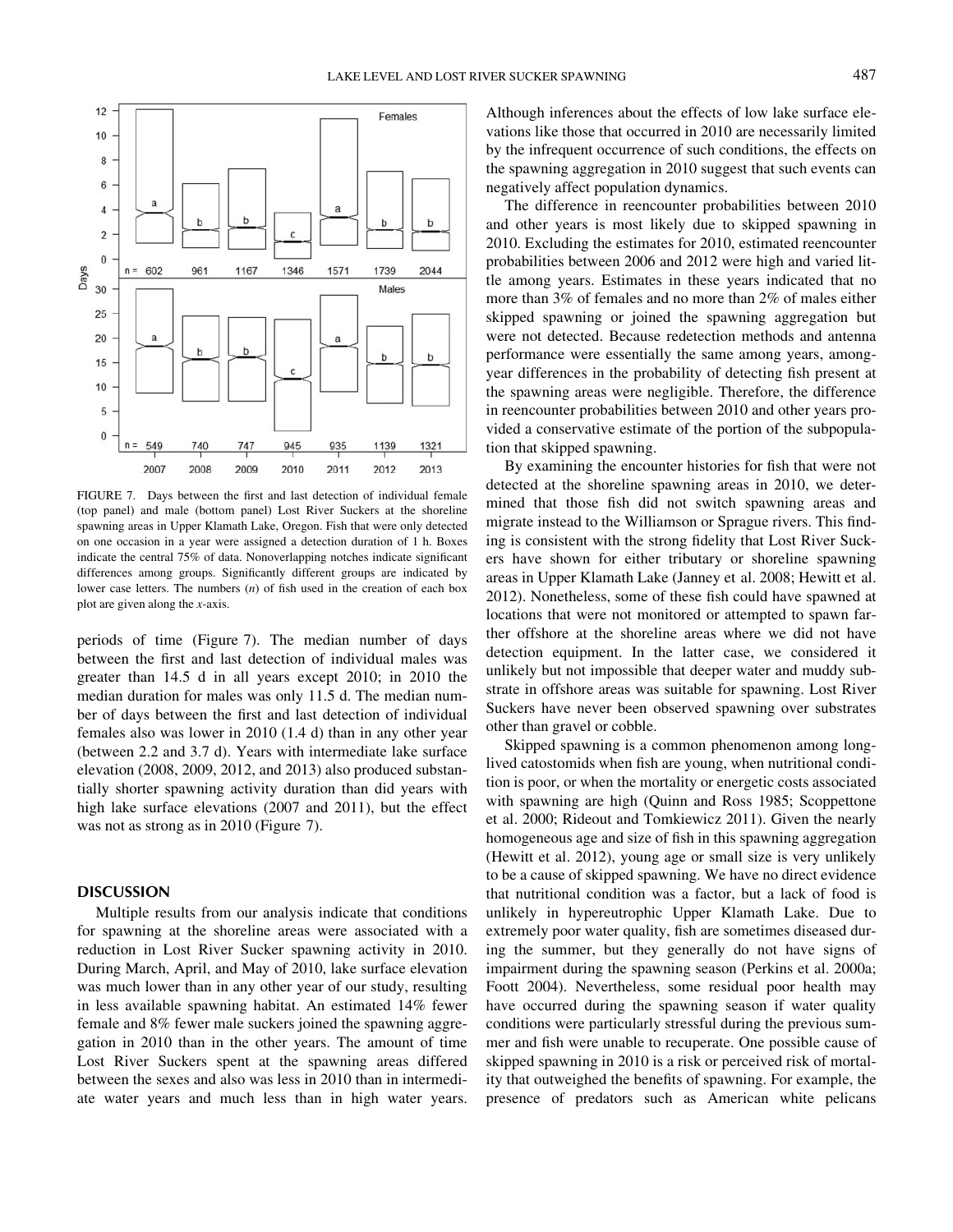FIGURE 7. Days between the first and last detection of individual female (top panel) and male (bottom panel) Lost River Suckers at the shoreline spawning areas in Upper Klamath Lake, Oregon. Fish that were only detected on one occasion in a year were assigned a detection duration of 1 h. Boxes indicate the central 75% of data. Nonoverlapping notches indicate significant differences among groups. Significantly different groups are indicated by lower case letters. The numbers ($n$) of fish used in the creation of each box plot are given along the $x$-axis.

periods of time (Figure 7). The median number of days between the first and last detection of individual males was greater than 14.5 d in all years except 2010; in 2010 the median duration for males was only 11.5 d. The median number of days between the first and last detection of individual females also was lower in 2010 (1.4 d) than in any other year (between 2.2 and 3.7 d). Years with intermediate lake surface elevation (2008, 2009, 2012, and 2013) also produced substantially shorter spawning activity duration than did years with high lake surface elevations (2007 and 2011), but the effect was not as strong as in 2010 (Figure 7).

## DISCUSSION

Multiple results from our analysis indicate that conditions for spawning at the shoreline areas were associated with a reduction in Lost River Sucker spawning activity in 2010. During March, April, and May of 2010, lake surface elevation was much lower than in any other year of our study, resulting in less available spawning habitat. An estimated 14% fewer female and 8% fewer male suckers joined the spawning aggregation in 2010 than in the other years. The amount of time Lost River Suckers spent at the spawning areas differed between the sexes and also was less in 2010 than in intermediate water years and much less than in high water years. Although inferences about the effects of low lake surface elevations like those that occurred in 2010 are necessarily limited by the infrequent occurrence of such conditions, the effects on the spawning aggregation in 2010 suggest that such events can negatively affect population dynamics.

The difference in reencounter probabilities between 2010 and other years is most likely due to skipped spawning in 2010. Excluding the estimates for 2010, estimated reencounter probabilities between 2006 and 2012 were high and varied little among years. Estimates in these years indicated that no more than 3% of females and no more than 2% of males either skipped spawning or joined the spawning aggregation but were not detected. Because redetection methods and antenna performance were essentially the same among years, among-year differences in the probability of detecting fish present at the spawning areas were negligible. Therefore, the difference in reencounter probabilities between 2010 and other years provided a conservative estimate of the portion of the subpopulation that skipped spawning.

By examining the encounter histories for fish that were not detected at the shoreline spawning areas in 2010, we determined that those fish did not switch spawning areas and migrate instead to the Williamson or Sprague rivers. This finding is consistent with the strong fidelity that Lost River Suckers have shown for either tributary or shoreline spawning areas in Upper Klamath Lake (Janney et al. 2008; Hewitt et al. 2012). Nonetheless, some of these fish could have spawned at locations that were not monitored or attempted to spawn farther offshore at the shoreline areas where we did not have detection equipment. In the latter case, we considered it unlikely but not impossible that deeper water and muddy substrate in offshore areas was suitable for spawning. Lost River Suckers have never been observed spawning over substrates other than gravel or cobble.

Skipped spawning is a common phenomenon among long-lived catostomids when fish are young, when nutritional condition is poor, or when the mortality or energetic costs associated with spawning are high (Quinn and Ross 1985; Scoppettone et al. 2000; Rideout and Tomkiewicz 2011). Given the nearly homogeneous age and size of fish in this spawning aggregation (Hewitt et al. 2012), young age or small size is very unlikely to be a cause of skipped spawning. We have no direct evidence that nutritional condition was a factor, but a lack of food is unlikely in hypereutrophic Upper Klamath Lake. Due to extremely poor water quality, fish are sometimes diseased during the summer, but they generally do not have signs of impairment during the spawning season (Perkins et al. 2000a; Foott 2004). Nevertheless, some residual poor health may have occurred during the spawning season if water quality conditions were particularly stressful during the previous summer and fish were unable to recuperate. One possible cause of skipped spawning in 2010 is a risk or perceived risk of mortality that outweighed the benefits of spawning. For example, the presence of predators such as American white pelicans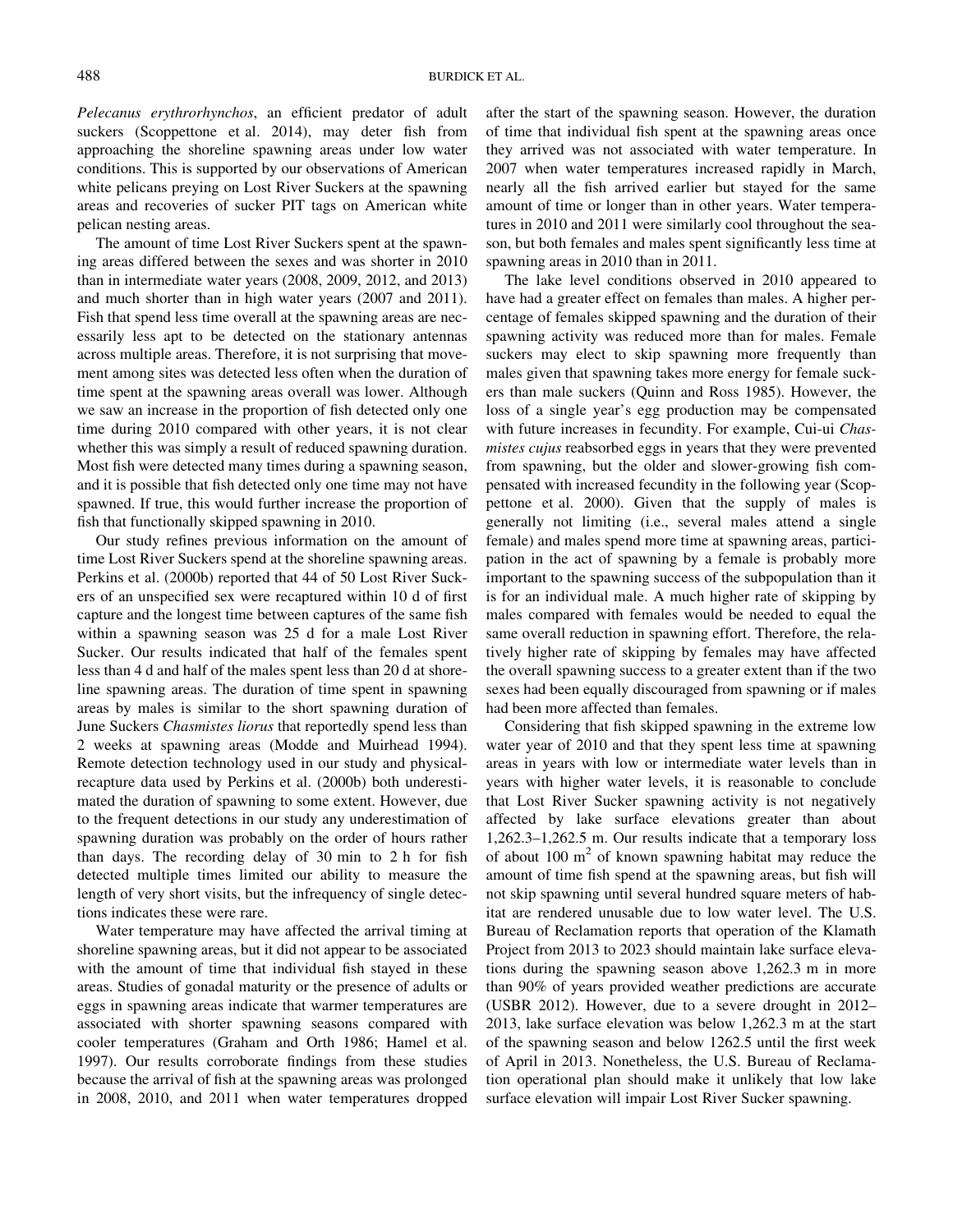*Pelecanus erythrorhynchos*, an efficient predator of adult suckers (Scoppettone et al. 2014), may deter fish from approaching the shoreline spawning areas under low water conditions. This is supported by our observations of American white pelicans preying on Lost River Suckers at the spawning areas and recoveries of sucker PIT tags on American white pelican nesting areas.

The amount of time Lost River Suckers spent at the spawning areas differed between the sexes and was shorter in 2010 than in intermediate water years (2008, 2009, 2012, and 2013) and much shorter than in high water years (2007 and 2011). Fish that spend less time overall at the spawning areas are necessarily less apt to be detected on the stationary antennas across multiple areas. Therefore, it is not surprising that movement among sites was detected less often when the duration of time spent at the spawning areas overall was lower. Although we saw an increase in the proportion of fish detected only one time during 2010 compared with other years, it is not clear whether this was simply a result of reduced spawning duration. Most fish were detected many times during a spawning season, and it is possible that fish detected only one time may not have spawned. If true, this would further increase the proportion of fish that functionally skipped spawning in 2010.

Our study refines previous information on the amount of time Lost River Suckers spend at the shoreline spawning areas. Perkins et al. (2000b) reported that 44 of 50 Lost River Suckers of an unspecified sex were recaptured within 10 d of first capture and the longest time between captures of the same fish within a spawning season was 25 d for a male Lost River Sucker. Our results indicated that half of the females spent less than 4 d and half of the males spent less than 20 d at shoreline spawning areas. The duration of time spent in spawning areas by males is similar to the short spawning duration of June Suckers *Chasmistes liorus* that reportedly spend less than 2 weeks at spawning areas (Modde and Muirhead 1994). Remote detection technology used in our study and physical-recapture data used by Perkins et al. (2000b) both underestimated the duration of spawning to some extent. However, due to the frequent detections in our study any underestimation of spawning duration was probably on the order of hours rather than days. The recording delay of 30 min to 2 h for fish detected multiple times limited our ability to measure the length of very short visits, but the infrequency of single detections indicates these were rare.

Water temperature may have affected the arrival timing at shoreline spawning areas, but it did not appear to be associated with the amount of time that individual fish stayed in these areas. Studies of gonadal maturity or the presence of adults or eggs in spawning areas indicate that warmer temperatures are associated with shorter spawning seasons compared with cooler temperatures (Graham and Orth 1986; Hamel et al. 1997). Our results corroborate findings from these studies because the arrival of fish at the spawning areas was prolonged in 2008, 2010, and 2011 when water temperatures dropped after the start of the spawning season. However, the duration of time that individual fish spent at the spawning areas once they arrived was not associated with water temperature. In 2007 when water temperatures increased rapidly in March, nearly all the fish arrived earlier but stayed for the same amount of time or longer than in other years. Water temperatures in 2010 and 2011 were similarly cool throughout the season, but both females and males spent significantly less time at spawning areas in 2010 than in 2011.

The lake level conditions observed in 2010 appeared to have had a greater effect on females than males. A higher percentage of females skipped spawning and the duration of their spawning activity was reduced more than for males. Female suckers may elect to skip spawning more frequently than males given that spawning takes more energy for female suckers than male suckers (Quinn and Ross 1985). However, the loss of a single year's egg production may be compensated with future increases in fecundity. For example, Cui-ui *Chasmistes cujus* reabsorbed eggs in years that they were prevented from spawning, but the older and slower-growing fish compensated with increased fecundity in the following year (Scoppettone et al. 2000). Given that the supply of males is generally not limiting (i.e., several males attend a single female) and males spend more time at spawning areas, participation in the act of spawning by a female is probably more important to the spawning success of the subpopulation than it is for an individual male. A much higher rate of skipping by males compared with females would be needed to equal the same overall reduction in spawning effort. Therefore, the relatively higher rate of skipping by females may have affected the overall spawning success to a greater extent than if the two sexes had been equally discouraged from spawning or if males had been more affected than females.

Considering that fish skipped spawning in the extreme low water year of 2010 and that they spent less time at spawning areas in years with low or intermediate water levels than in years with higher water levels, it is reasonable to conclude that Lost River Sucker spawning activity is not negatively affected by lake surface elevations greater than about 1,262.3–1,262.5 m. Our results indicate that a temporary loss of about 100 $m^2$ of known spawning habitat may reduce the amount of time fish spend at the spawning areas, but fish will not skip spawning until several hundred square meters of habitat are rendered unusable due to low water level. The U.S. Bureau of Reclamation reports that operation of the Klamath Project from 2013 to 2023 should maintain lake surface elevations during the spawning season above 1,262.3 m in more than 90% of years provided weather predictions are accurate (USBR 2012). However, due to a severe drought in 2012–2013, lake surface elevation was below 1,262.3 m at the start of the spawning season and below 1262.5 until the first week of April in 2013. Nonetheless, the U.S. Bureau of Reclamation operational plan should make it unlikely that low lake surface elevation will impair Lost River Sucker spawning.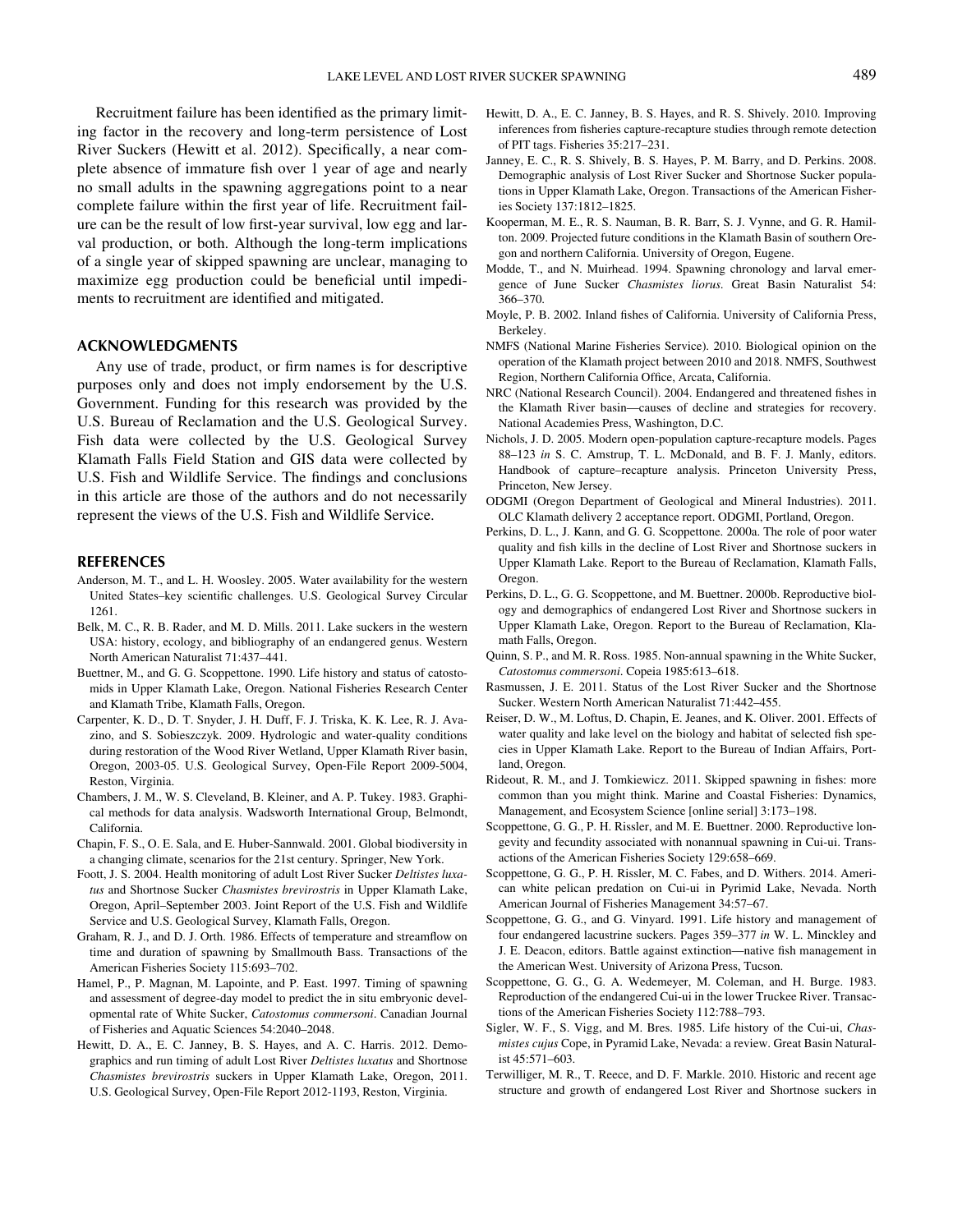Recruitment failure has been identified as the primary limiting factor in the recovery and long-term persistence of Lost River Suckers (Hewitt et al. 2012). Specifically, a near complete absence of immature fish over 1 year of age and nearly no small adults in the spawning aggregations point to a near complete failure within the first year of life. Recruitment failure can be the result of low first-year survival, low egg and larval production, or both. Although the long-term implications of a single year of skipped spawning are unclear, managing to maximize egg production could be beneficial until impediments to recruitment are identified and mitigated.

## ACKNOWLEDGMENTS

Any use of trade, product, or firm names is for descriptive purposes only and does not imply endorsement by the U.S. Government. Funding for this research was provided by the U.S. Bureau of Reclamation and the U.S. Geological Survey. Fish data were collected by the U.S. Geological Survey Klamath Falls Field Station and GIS data were collected by U.S. Fish and Wildlife Service. The findings and conclusions in this article are those of the authors and do not necessarily represent the views of the U.S. Fish and Wildlife Service.

## REFERENCES

Anderson, M. T., and L. H. Woosley. 2005. Water availability for the western United States–key scientific challenges. U.S. Geological Survey Circular 1261.

Belk, M. C., R. B. Rader, and M. D. Mills. 2011. Lake suckers in the western USA: history, ecology, and bibliography of an endangered genus. Western North American Naturalist 71:437–441.

Buettner, M., and G. G. Scoppettone. 1990. Life history and status of catostomids in Upper Klamath Lake, Oregon. National Fisheries Research Center and Klamath Tribe, Klamath Falls, Oregon.

Carpenter, K. D., D. T. Snyder, J. H. Duff, F. J. Triska, K. K. Lee, R. J. Avazino, and S. Sobieszczyk. 2009. Hydrologic and water-quality conditions during restoration of the Wood River Wetland, Upper Klamath River basin, Oregon, 2003-05. U.S. Geological Survey, Open-File Report 2009-5004, Reston, Virginia.

Chambers, J. M., W. S. Cleveland, B. Kleiner, and A. P. Tukey. 1983. Graphical methods for data analysis. Wadsworth International Group, Belmondt, California.

Chapin, F. S., O. E. Sala, and E. Huber-Sannwald. 2001. Global biodiversity in a changing climate, scenarios for the 21st century. Springer, New York.

Foott, J. S. 2004. Health monitoring of adult Lost River Sucker *Deltistes luxatus* and Shortnose Sucker *Chasmistes brevirostris* in Upper Klamath Lake, Oregon, April–September 2003. Joint Report of the U.S. Fish and Wildlife Service and U.S. Geological Survey, Klamath Falls, Oregon.

Graham, R. J., and D. J. Orth. 1986. Effects of temperature and streamflow on time and duration of spawning by Smallmouth Bass. Transactions of the American Fisheries Society 115:693–702.

Hamel, P., P. Magnan, M. Lapointe, and P. East. 1997. Timing of spawning and assessment of degree-day model to predict the in situ embryonic developmental rate of White Sucker, *Catostomus commersoni*. Canadian Journal of Fisheries and Aquatic Sciences 54:2040–2048.

Hewitt, D. A., E. C. Janney, B. S. Hayes, and A. C. Harris. 2012. Demographics and run timing of adult Lost River *Deltistes luxatus* and Shortnose *Chasmistes brevirostris* suckers in Upper Klamath Lake, Oregon, 2011. U.S. Geological Survey, Open-File Report 2012-1193, Reston, Virginia.

Hewitt, D. A., E. C. Janney, B. S. Hayes, and R. S. Shively. 2010. Improving inferences from fisheries capture-recapture studies through remote detection of PIT tags. Fisheries 35:217–231.

Janney, E. C., R. S. Shively, B. S. Hayes, P. M. Barry, and D. Perkins. 2008. Demographic analysis of Lost River Sucker and Shortnose Sucker populations in Upper Klamath Lake, Oregon. Transactions of the American Fisheries Society 137:1812–1825.

Kooperman, M. E., R. S. Nauman, B. R. Barr, S. J. Vynne, and G. R. Hamilton. 2009. Projected future conditions in the Klamath Basin of southern Oregon and northern California. University of Oregon, Eugene.

Modde, T., and N. Muirhead. 1994. Spawning chronology and larval emergence of June Sucker *Chasmistes liorus*. Great Basin Naturalist 54: 366–370.

Moyle, P. B. 2002. Inland fishes of California. University of California Press, Berkeley.

NMFS (National Marine Fisheries Service). 2010. Biological opinion on the operation of the Klamath project between 2010 and 2018. NMFS, Southwest Region, Northern California Office, Arcata, California.

NRC (National Research Council). 2004. Endangered and threatened fishes in the Klamath River basin—causes of decline and strategies for recovery. National Academies Press, Washington, D.C.

Nichols, J. D. 2005. Modern open-population capture-recapture models. Pages 88–123 *in* S. C. Amstrup, T. L. McDonald, and B. F. J. Manly, editors. Handbook of capture–recapture analysis. Princeton University Press, Princeton, New Jersey.

ODGMI (Oregon Department of Geological and Mineral Industries). 2011. OLC Klamath delivery 2 acceptance report. ODGMI, Portland, Oregon.

Perkins, D. L., J. Kann, and G. G. Scoppettone. 2000a. The role of poor water quality and fish kills in the decline of Lost River and Shortnose suckers in Upper Klamath Lake. Report to the Bureau of Reclamation, Klamath Falls, Oregon.

Perkins, D. L., G. G. Scoppettone, and M. Buettner. 2000b. Reproductive biology and demographics of endangered Lost River and Shortnose suckers in Upper Klamath Lake, Oregon. Report to the Bureau of Reclamation, Klamath Falls, Oregon.

Quinn, S. P., and M. R. Ross. 1985. Non-annual spawning in the White Sucker, *Catostomus commersoni*. Copeia 1985:613–618.

Rasmussen, J. E. 2011. Status of the Lost River Sucker and the Shortnose Sucker. Western North American Naturalist 71:442–455.

Reiser, D. W., M. Loftus, D. Chapin, E. Jeanes, and K. Oliver. 2001. Effects of water quality and lake level on the biology and habitat of selected fish species in Upper Klamath Lake. Report to the Bureau of Indian Affairs, Portland, Oregon.

Rideout, R. M., and J. Tomkiewicz. 2011. Skipped spawning in fishes: more common than you might think. Marine and Coastal Fisheries: Dynamics, Management, and Ecosystem Science [online serial] 3:173–198.

Scoppettone, G. G., P. H. Rissler, and M. E. Buettner. 2000. Reproductive longevity and fecundity associated with nonannual spawning in Cui-ui. Transactions of the American Fisheries Society 129:658–669.

Scoppettone, G. G., P. H. Rissler, M. C. Fabes, and D. Withers. 2014. American white pelican predation on Cui-ui in Pyrimid Lake, Nevada. North American Journal of Fisheries Management 34:57–67.

Scoppettone, G. G., and G. Vinyard. 1991. Life history and management of four endangered lacustrine suckers. Pages 359–377 *in* W. L. Minckley and J. E. Deacon, editors. Battle against extinction—native fish management in the American West. University of Arizona Press, Tucson.

Scoppettone, G. G., G. A. Wedemeyer, M. Coleman, and H. Burge. 1983. Reproduction of the endangered Cui-ui in the lower Truckee River. Transactions of the American Fisheries Society 112:788–793.

Sigler, W. F., S. Vigg, and M. Bres. 1985. Life history of the Cui-ui, *Chasmistes cujus* Cope, in Pyramid Lake, Nevada: a review. Great Basin Naturalist 45:571–603.

Terwilliger, M. R., T. Reece, and D. F. Markle. 2010. Historic and recent age structure and growth of endangered Lost River and Shortnose suckers in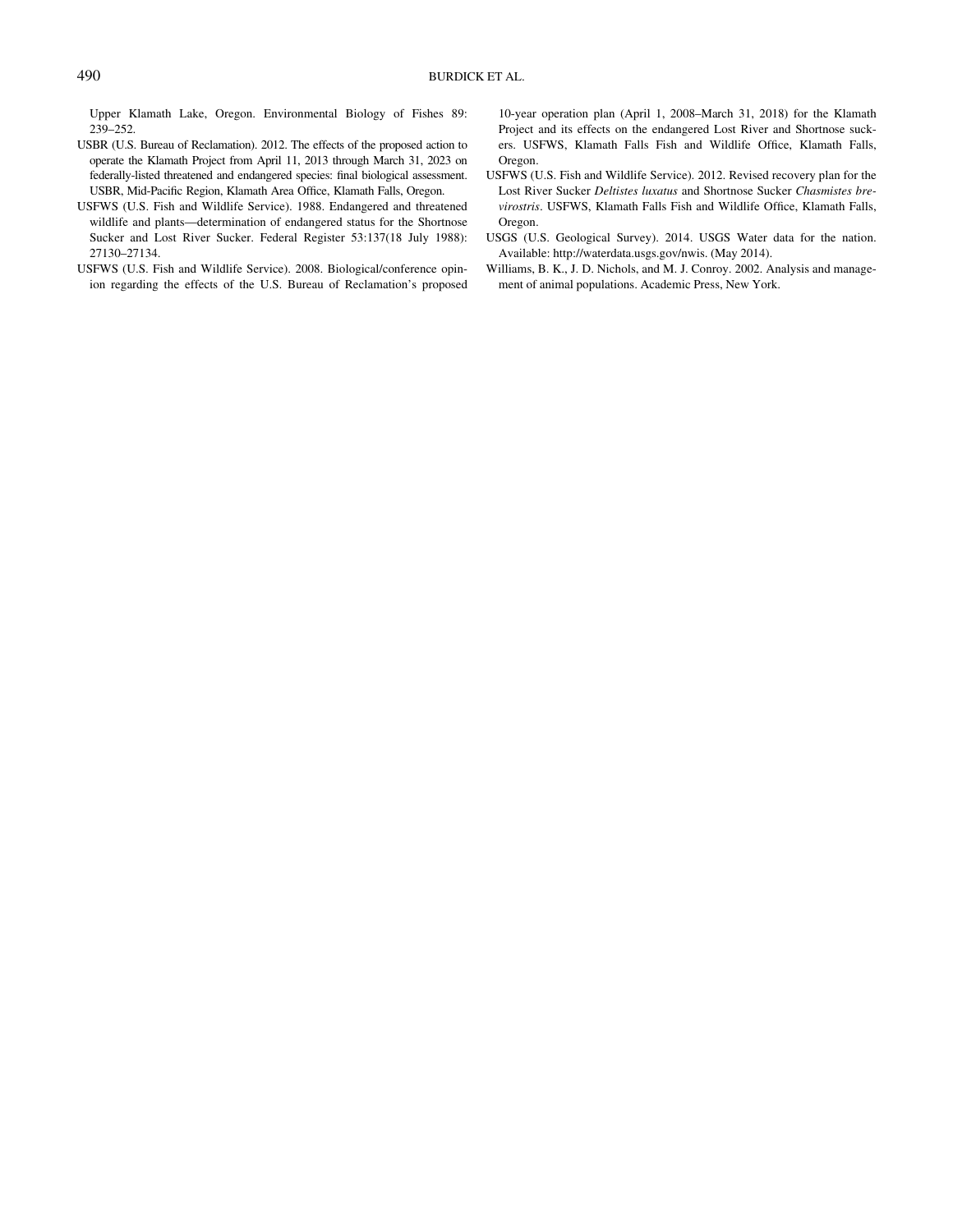Upper Klamath Lake, Oregon. Environmental Biology of Fishes 89: 239–252.

USBR (U.S. Bureau of Reclamation). 2012. The effects of the proposed action to operate the Klamath Project from April 11, 2013 through March 31, 2023 on federally-listed threatened and endangered species: final biological assessment. USBR, Mid-Pacific Region, Klamath Area Office, Klamath Falls, Oregon.

USFWS (U.S. Fish and Wildlife Service). 1988. Endangered and threatened wildlife and plants—determination of endangered status for the Shortnose Sucker and Lost River Sucker. Federal Register 53:137(18 July 1988): 27130–27134.

USFWS (U.S. Fish and Wildlife Service). 2008. Biological/conference opinion regarding the effects of the U.S. Bureau of Reclamation's proposed 10-year operation plan (April 1, 2008–March 31, 2018) for the Klamath Project and its effects on the endangered Lost River and Shortnose suckers. USFWS, Klamath Falls Fish and Wildlife Office, Klamath Falls, Oregon.

USFWS (U.S. Fish and Wildlife Service). 2012. Revised recovery plan for the Lost River Sucker *Deltistes luxatus* and Shortnose Sucker *Chasmistes brevirostris*. USFWS, Klamath Falls Fish and Wildlife Office, Klamath Falls, Oregon.

USGS (U.S. Geological Survey). 2014. USGS Water data for the nation. Available: http://waterdata.usgs.gov/nwis. (May 2014).

Williams, B. K., J. D. Nichols, and M. J. Conroy. 2002. Analysis and management of animal populations. Academic Press, New York.